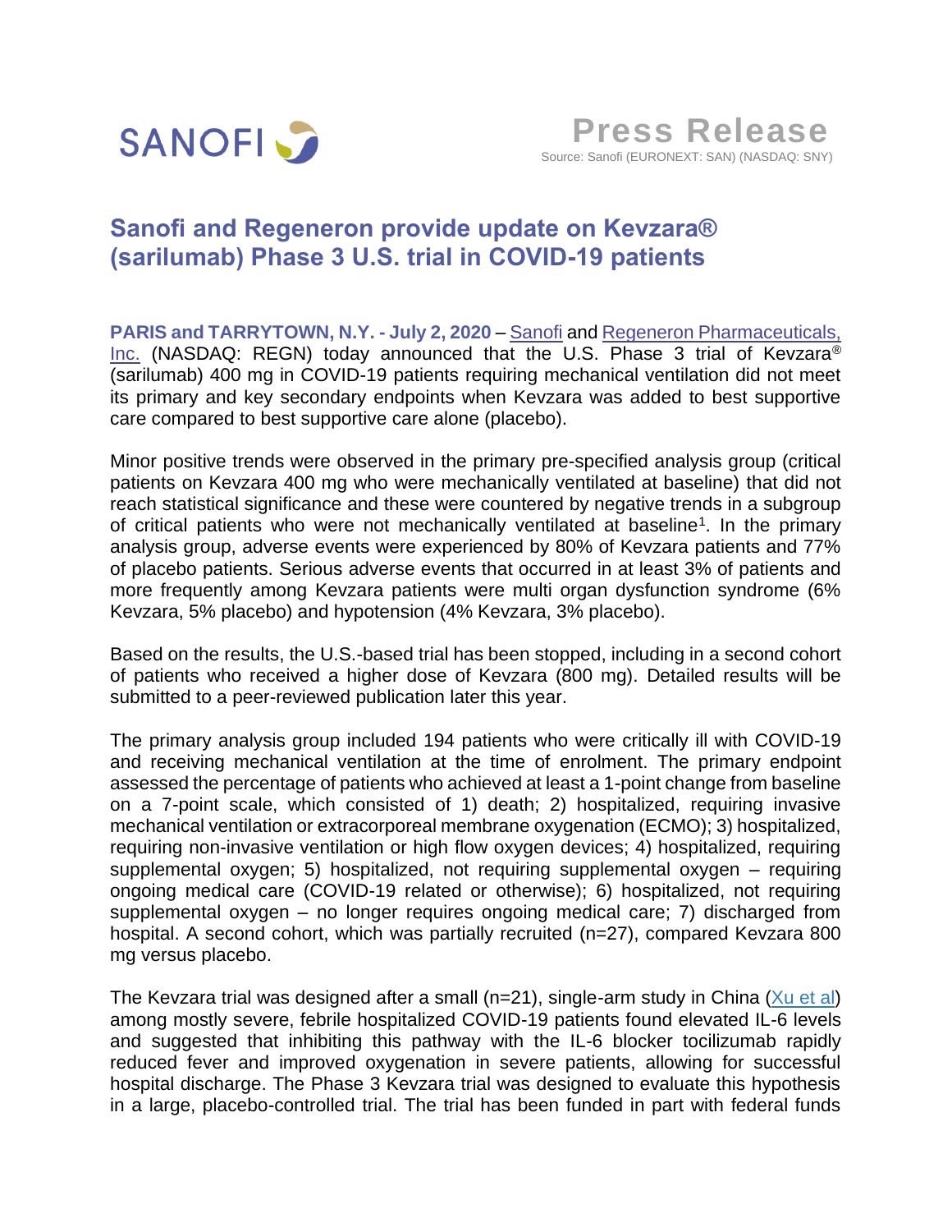SANOFI

**Press Release**

Source: Sanofi (EURONEXT: SAN) (NASDAQ: SNY)

# Sanofi and Regeneron provide update on Kevzara® (sarilumab) Phase 3 U.S. trial in COVID-19 patients

**PARIS and TARRYTOWN, N.Y. - July 2, 2020** – Sanofi and Regeneron Pharmaceuticals, Inc. (NASDAQ: REGN) today announced that the U.S. Phase 3 trial of Kevzara® (sarilumab) 400 mg in COVID-19 patients requiring mechanical ventilation did not meet its primary and key secondary endpoints when Kevzara was added to best supportive care compared to best supportive care alone (placebo).

Minor positive trends were observed in the primary pre-specified analysis group (critical patients on Kevzara 400 mg who were mechanically ventilated at baseline) that did not reach statistical significance and these were countered by negative trends in a subgroup of critical patients who were not mechanically ventilated at baseline[1]. In the primary analysis group, adverse events were experienced by 80% of Kevzara patients and 77% of placebo patients. Serious adverse events that occurred in at least 3% of patients and more frequently among Kevzara patients were multi organ dysfunction syndrome (6% Kevzara, 5% placebo) and hypotension (4% Kevzara, 3% placebo).

Based on the results, the U.S.-based trial has been stopped, including in a second cohort of patients who received a higher dose of Kevzara (800 mg). Detailed results will be submitted to a peer-reviewed publication later this year.

The primary analysis group included 194 patients who were critically ill with COVID-19 and receiving mechanical ventilation at the time of enrolment. The primary endpoint assessed the percentage of patients who achieved at least a 1-point change from baseline on a 7-point scale, which consisted of 1) death; 2) hospitalized, requiring invasive mechanical ventilation or extracorporeal membrane oxygenation (ECMO); 3) hospitalized, requiring non-invasive ventilation or high flow oxygen devices; 4) hospitalized, requiring supplemental oxygen; 5) hospitalized, not requiring supplemental oxygen – requiring ongoing medical care (COVID-19 related or otherwise); 6) hospitalized, not requiring supplemental oxygen – no longer requires ongoing medical care; 7) discharged from hospital. A second cohort, which was partially recruited (n=27), compared Kevzara 800 mg versus placebo.

The Kevzara trial was designed after a small (n=21), single-arm study in China (Xu et al) among mostly severe, febrile hospitalized COVID-19 patients found elevated IL-6 levels and suggested that inhibiting this pathway with the IL-6 blocker tocilizumab rapidly reduced fever and improved oxygenation in severe patients, allowing for successful hospital discharge. The Phase 3 Kevzara trial was designed to evaluate this hypothesis in a large, placebo-controlled trial. The trial has been funded in part with federal funds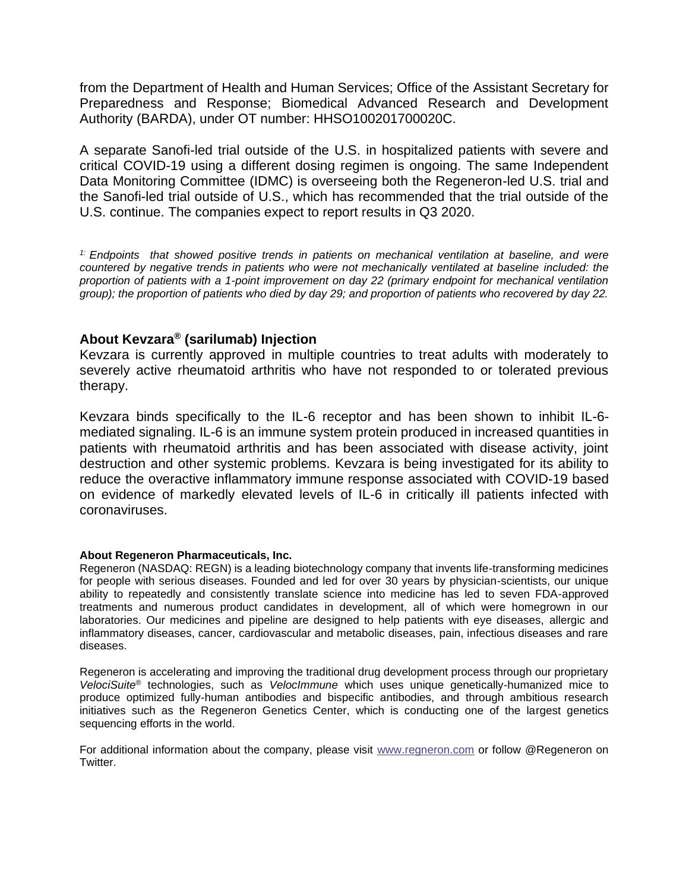from the Department of Health and Human Services; Office of the Assistant Secretary for Preparedness and Response; Biomedical Advanced Research and Development Authority (BARDA), under OT number: HHSO100201700020C.

A separate Sanofi-led trial outside of the U.S. in hospitalized patients with severe and critical COVID-19 using a different dosing regimen is ongoing. The same Independent Data Monitoring Committee (IDMC) is overseeing both the Regeneron-led U.S. trial and the Sanofi-led trial outside of U.S., which has recommended that the trial outside of the U.S. continue. The companies expect to report results in Q3 2020.

*[1:] Endpoints that showed positive trends in patients on mechanical ventilation at baseline, and were countered by negative trends in patients who were not mechanically ventilated at baseline included: the proportion of patients with a 1-point improvement on day 22 (primary endpoint for mechanical ventilation group); the proportion of patients who died by day 29; and proportion of patients who recovered by day 22.*

## About Kevzara® (sarilumab) Injection

Kevzara is currently approved in multiple countries to treat adults with moderately to severely active rheumatoid arthritis who have not responded to or tolerated previous therapy.

Kevzara binds specifically to the IL-6 receptor and has been shown to inhibit IL-6-mediated signaling. IL-6 is an immune system protein produced in increased quantities in patients with rheumatoid arthritis and has been associated with disease activity, joint destruction and other systemic problems. Kevzara is being investigated for its ability to reduce the overactive inflammatory immune response associated with COVID-19 based on evidence of markedly elevated levels of IL-6 in critically ill patients infected with coronaviruses.

**About Regeneron Pharmaceuticals, Inc.**

Regeneron (NASDAQ: REGN) is a leading biotechnology company that invents life-transforming medicines for people with serious diseases. Founded and led for over 30 years by physician-scientists, our unique ability to repeatedly and consistently translate science into medicine has led to seven FDA-approved treatments and numerous product candidates in development, all of which were homegrown in our laboratories. Our medicines and pipeline are designed to help patients with eye diseases, allergic and inflammatory diseases, cancer, cardiovascular and metabolic diseases, pain, infectious diseases and rare diseases.

Regeneron is accelerating and improving the traditional drug development process through our proprietary *VelociSuite*® technologies, such as *VelocImmune* which uses unique genetically-humanized mice to produce optimized fully-human antibodies and bispecific antibodies, and through ambitious research initiatives such as the Regeneron Genetics Center, which is conducting one of the largest genetics sequencing efforts in the world.

For additional information about the company, please visit www.regneron.com or follow @Regeneron on Twitter.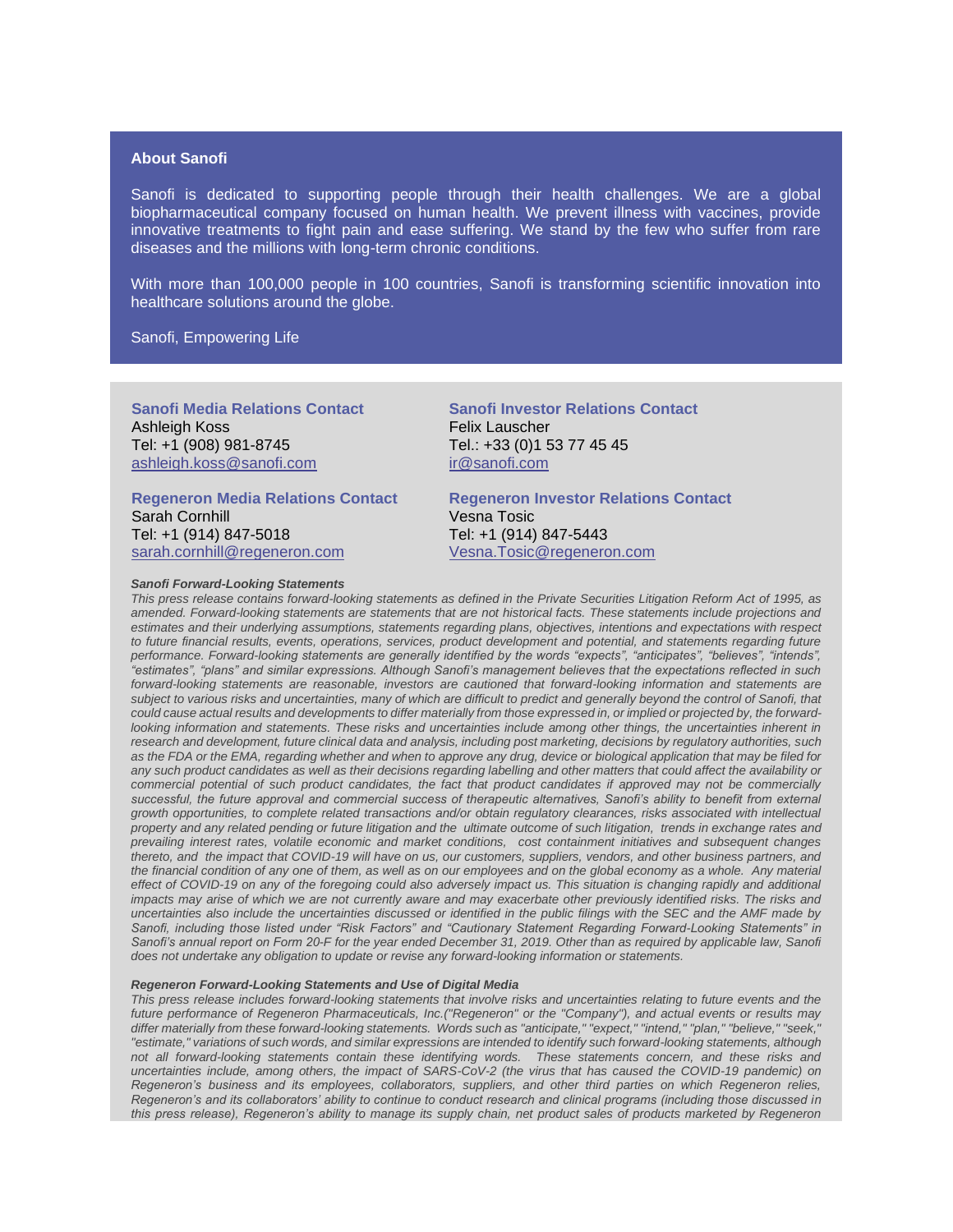### About Sanofi

Sanofi is dedicated to supporting people through their health challenges. We are a global biopharmaceutical company focused on human health. We prevent illness with vaccines, provide innovative treatments to fight pain and ease suffering. We stand by the few who suffer from rare diseases and the millions with long-term chronic conditions.

With more than 100,000 people in 100 countries, Sanofi is transforming scientific innovation into healthcare solutions around the globe.

Sanofi, Empowering Life

**Sanofi Media Relations Contact**
Ashleigh Koss
Tel: +1 (908) 981-8745
ashleigh.koss@sanofi.com

**Sanofi Investor Relations Contact**
Felix Lauscher
Tel.: +33 (0)1 53 77 45 45
ir@sanofi.com

**Regeneron Media Relations Contact**
Sarah Cornhill
Tel: +1 (914) 847-5018
sarah.cornhill@regeneron.com

**Regeneron Investor Relations Contact**
Vesna Tosic
Tel: +1 (914) 847-5443
Vesna.Tosic@regeneron.com

***Sanofi Forward-Looking Statements***

*This press release contains forward-looking statements as defined in the Private Securities Litigation Reform Act of 1995, as amended. Forward-looking statements are statements that are not historical facts. These statements include projections and estimates and their underlying assumptions, statements regarding plans, objectives, intentions and expectations with respect to future financial results, events, operations, services, product development and potential, and statements regarding future performance. Forward-looking statements are generally identified by the words "expects", "anticipates", "believes", "intends", "estimates", "plans" and similar expressions. Although Sanofi's management believes that the expectations reflected in such forward-looking statements are reasonable, investors are cautioned that forward-looking information and statements are subject to various risks and uncertainties, many of which are difficult to predict and generally beyond the control of Sanofi, that could cause actual results and developments to differ materially from those expressed in, or implied or projected by, the forward-looking information and statements. These risks and uncertainties include among other things, the uncertainties inherent in research and development, future clinical data and analysis, including post marketing, decisions by regulatory authorities, such as the FDA or the EMA, regarding whether and when to approve any drug, device or biological application that may be filed for any such product candidates as well as their decisions regarding labelling and other matters that could affect the availability or commercial potential of such product candidates, the fact that product candidates if approved may not be commercially successful, the future approval and commercial success of therapeutic alternatives, Sanofi's ability to benefit from external growth opportunities, to complete related transactions and/or obtain regulatory clearances, risks associated with intellectual property and any related pending or future litigation and the ultimate outcome of such litigation, trends in exchange rates and prevailing interest rates, volatile economic and market conditions, cost containment initiatives and subsequent changes thereto, and the impact that COVID-19 will have on us, our customers, suppliers, vendors, and other business partners, and the financial condition of any one of them, as well as on our employees and on the global economy as a whole. Any material effect of COVID-19 on any of the foregoing could also adversely impact us. This situation is changing rapidly and additional impacts may arise of which we are not currently aware and may exacerbate other previously identified risks. The risks and uncertainties also include the uncertainties discussed or identified in the public filings with the SEC and the AMF made by Sanofi, including those listed under "Risk Factors" and "Cautionary Statement Regarding Forward-Looking Statements" in Sanofi's annual report on Form 20-F for the year ended December 31, 2019. Other than as required by applicable law, Sanofi does not undertake any obligation to update or revise any forward-looking information or statements.*

***Regeneron Forward-Looking Statements and Use of Digital Media***

*This press release includes forward-looking statements that involve risks and uncertainties relating to future events and the future performance of Regeneron Pharmaceuticals, Inc.("Regeneron" or the "Company"), and actual events or results may differ materially from these forward-looking statements. Words such as "anticipate," "expect," "intend," "plan," "believe," "seek," "estimate," variations of such words, and similar expressions are intended to identify such forward-looking statements, although not all forward-looking statements contain these identifying words. These statements concern, and these risks and uncertainties include, among others, the impact of SARS-CoV-2 (the virus that has caused the COVID-19 pandemic) on Regeneron's business and its employees, collaborators, suppliers, and other third parties on which Regeneron relies, Regeneron's and its collaborators' ability to continue to conduct research and clinical programs (including those discussed in this press release), Regeneron's ability to manage its supply chain, net product sales of products marketed by Regeneron*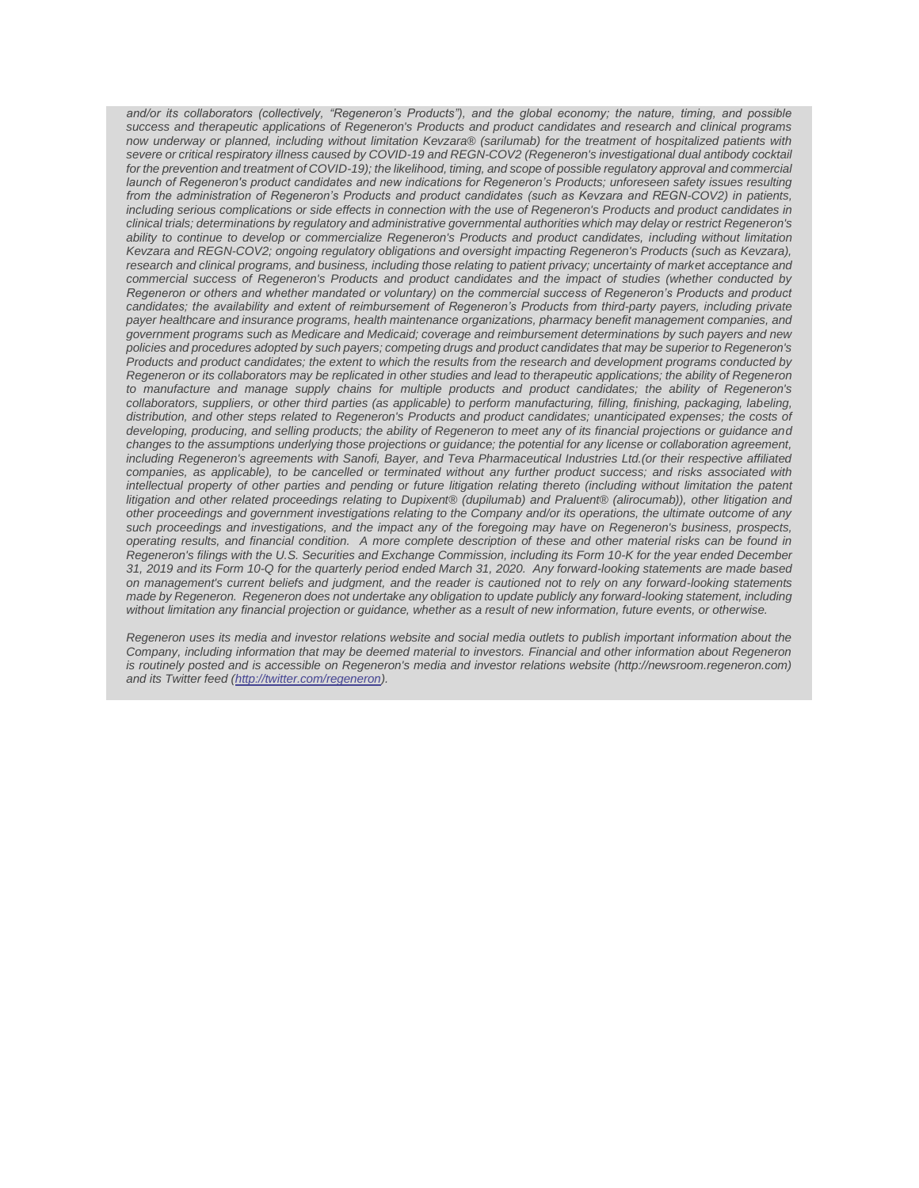*and/or its collaborators (collectively, "Regeneron's Products"), and the global economy; the nature, timing, and possible success and therapeutic applications of Regeneron's Products and product candidates and research and clinical programs now underway or planned, including without limitation Kevzara® (sarilumab) for the treatment of hospitalized patients with severe or critical respiratory illness caused by COVID-19 and REGN-COV2 (Regeneron's investigational dual antibody cocktail for the prevention and treatment of COVID-19); the likelihood, timing, and scope of possible regulatory approval and commercial launch of Regeneron's product candidates and new indications for Regeneron's Products; unforeseen safety issues resulting from the administration of Regeneron's Products and product candidates (such as Kevzara and REGN-COV2) in patients, including serious complications or side effects in connection with the use of Regeneron's Products and product candidates in clinical trials; determinations by regulatory and administrative governmental authorities which may delay or restrict Regeneron's ability to continue to develop or commercialize Regeneron's Products and product candidates, including without limitation Kevzara and REGN-COV2; ongoing regulatory obligations and oversight impacting Regeneron's Products (such as Kevzara), research and clinical programs, and business, including those relating to patient privacy; uncertainty of market acceptance and commercial success of Regeneron's Products and product candidates and the impact of studies (whether conducted by Regeneron or others and whether mandated or voluntary) on the commercial success of Regeneron's Products and product candidates; the availability and extent of reimbursement of Regeneron's Products from third-party payers, including private payer healthcare and insurance programs, health maintenance organizations, pharmacy benefit management companies, and government programs such as Medicare and Medicaid; coverage and reimbursement determinations by such payers and new policies and procedures adopted by such payers; competing drugs and product candidates that may be superior to Regeneron's Products and product candidates; the extent to which the results from the research and development programs conducted by Regeneron or its collaborators may be replicated in other studies and lead to therapeutic applications; the ability of Regeneron to manufacture and manage supply chains for multiple products and product candidates; the ability of Regeneron's collaborators, suppliers, or other third parties (as applicable) to perform manufacturing, filling, finishing, packaging, labeling, distribution, and other steps related to Regeneron's Products and product candidates; unanticipated expenses; the costs of developing, producing, and selling products; the ability of Regeneron to meet any of its financial projections or guidance and changes to the assumptions underlying those projections or guidance; the potential for any license or collaboration agreement, including Regeneron's agreements with Sanofi, Bayer, and Teva Pharmaceutical Industries Ltd.(or their respective affiliated companies, as applicable), to be cancelled or terminated without any further product success; and risks associated with intellectual property of other parties and pending or future litigation relating thereto (including without limitation the patent litigation and other related proceedings relating to Dupixent® (dupilumab) and Praluent® (alirocumab)), other litigation and other proceedings and government investigations relating to the Company and/or its operations, the ultimate outcome of any such proceedings and investigations, and the impact any of the foregoing may have on Regeneron's business, prospects, operating results, and financial condition. A more complete description of these and other material risks can be found in Regeneron's filings with the U.S. Securities and Exchange Commission, including its Form 10-K for the year ended December 31, 2019 and its Form 10-Q for the quarterly period ended March 31, 2020. Any forward-looking statements are made based on management's current beliefs and judgment, and the reader is cautioned not to rely on any forward-looking statements made by Regeneron. Regeneron does not undertake any obligation to update publicly any forward-looking statement, including without limitation any financial projection or guidance, whether as a result of new information, future events, or otherwise.*

*Regeneron uses its media and investor relations website and social media outlets to publish important information about the Company, including information that may be deemed material to investors. Financial and other information about Regeneron is routinely posted and is accessible on Regeneron's media and investor relations website (http://newsroom.regeneron.com) and its Twitter feed ([http://twitter.com/regeneron](http://twitter.com/regeneron)).*